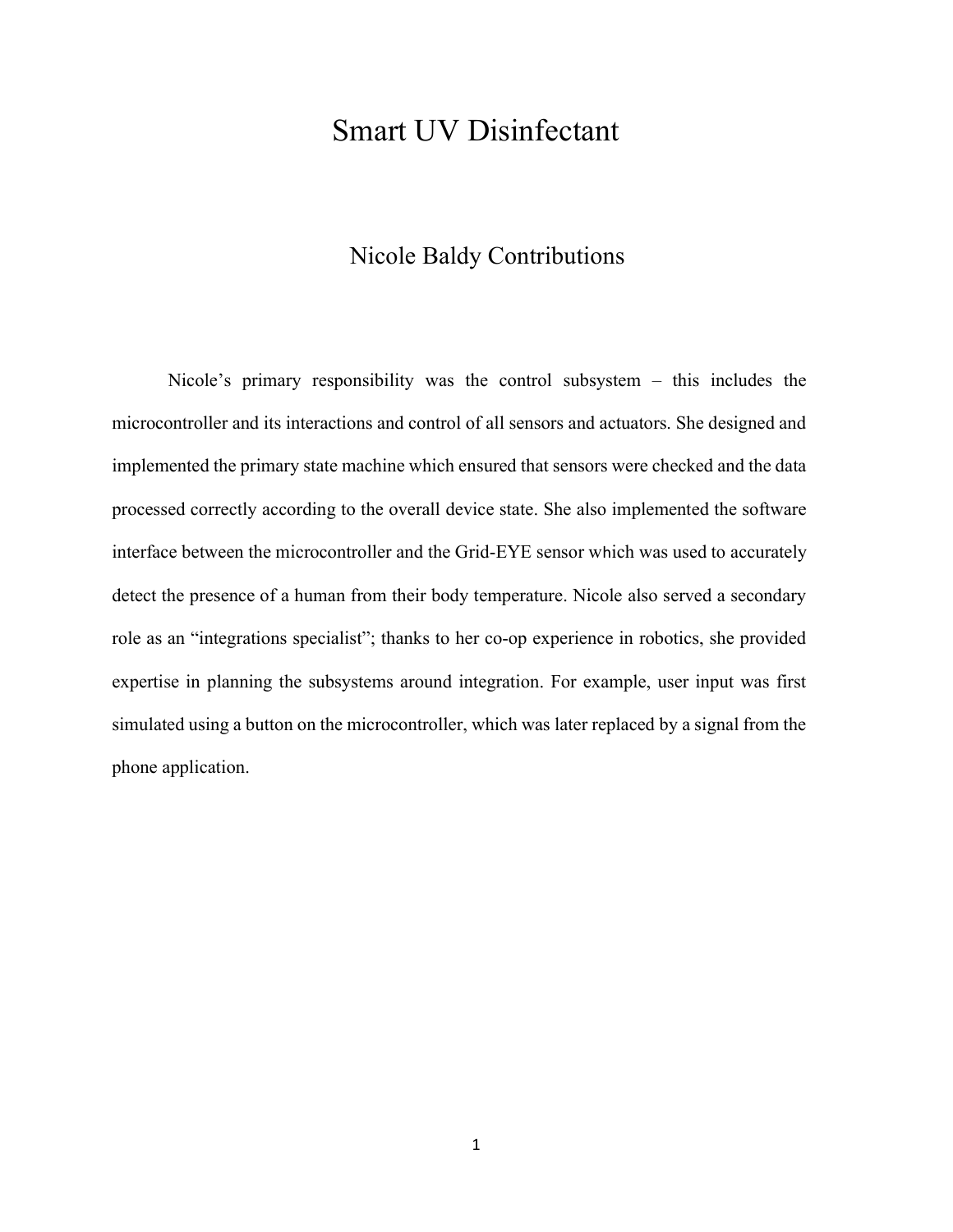# Smart UV Disinfectant

## Nicole Baldy Contributions

Nicole's primary responsibility was the control subsystem – this includes the microcontroller and its interactions and control of all sensors and actuators. She designed and implemented the primary state machine which ensured that sensors were checked and the data processed correctly according to the overall device state. She also implemented the software interface between the microcontroller and the Grid-EYE sensor which was used to accurately detect the presence of a human from their body temperature. Nicole also served a secondary role as an "integrations specialist"; thanks to her co-op experience in robotics, she provided expertise in planning the subsystems around integration. For example, user input was first simulated using a button on the microcontroller, which was later replaced by a signal from the phone application.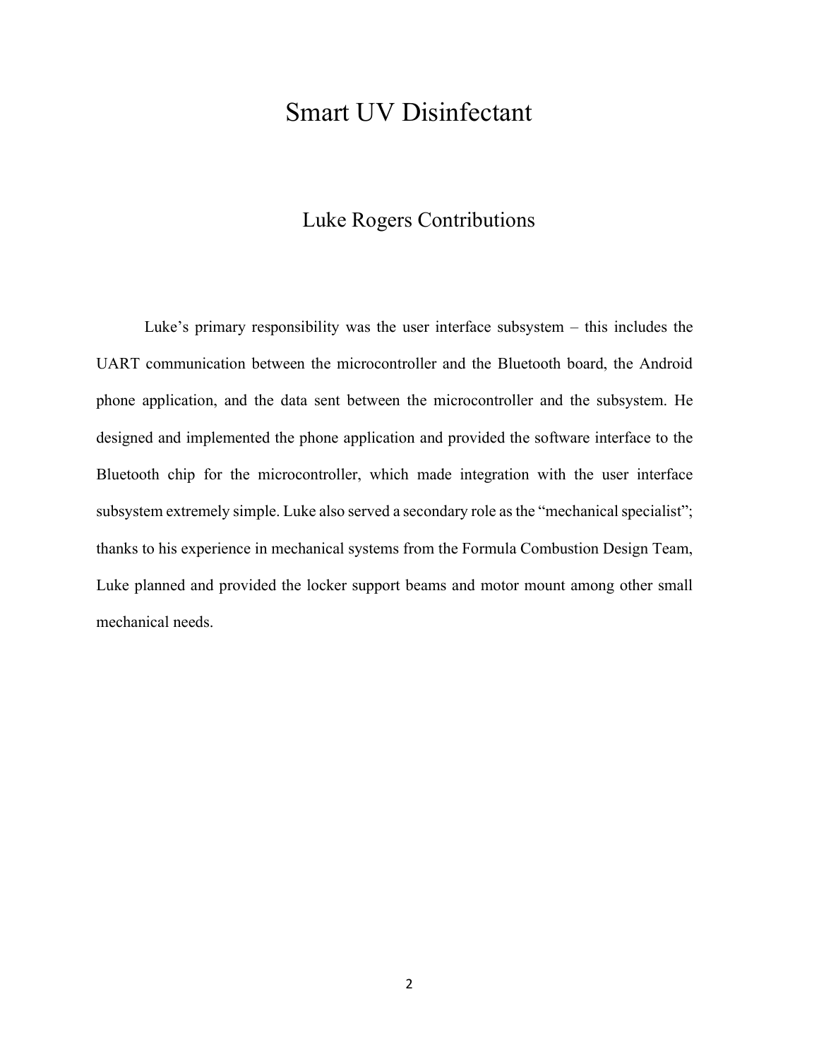# Smart UV Disinfectant

## Luke Rogers Contributions

Luke's primary responsibility was the user interface subsystem – this includes the UART communication between the microcontroller and the Bluetooth board, the Android phone application, and the data sent between the microcontroller and the subsystem. He designed and implemented the phone application and provided the software interface to the Bluetooth chip for the microcontroller, which made integration with the user interface subsystem extremely simple. Luke also served a secondary role as the "mechanical specialist"; thanks to his experience in mechanical systems from the Formula Combustion Design Team, Luke planned and provided the locker support beams and motor mount among other small mechanical needs.